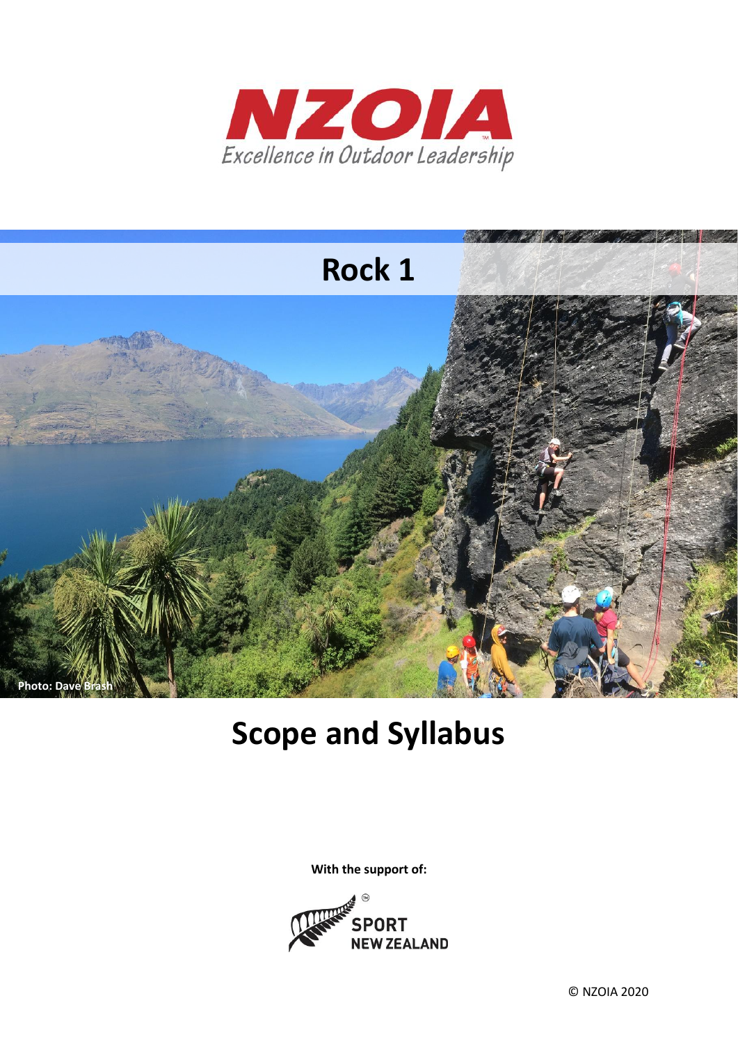# NZOIA

*Excellence in Outdoor Leadership*

# Rock 1

Photo: Dave Brash

# Scope and Syllabus

**With the support of:**

SPORT NEW ZEALAND

© NZOIA 2020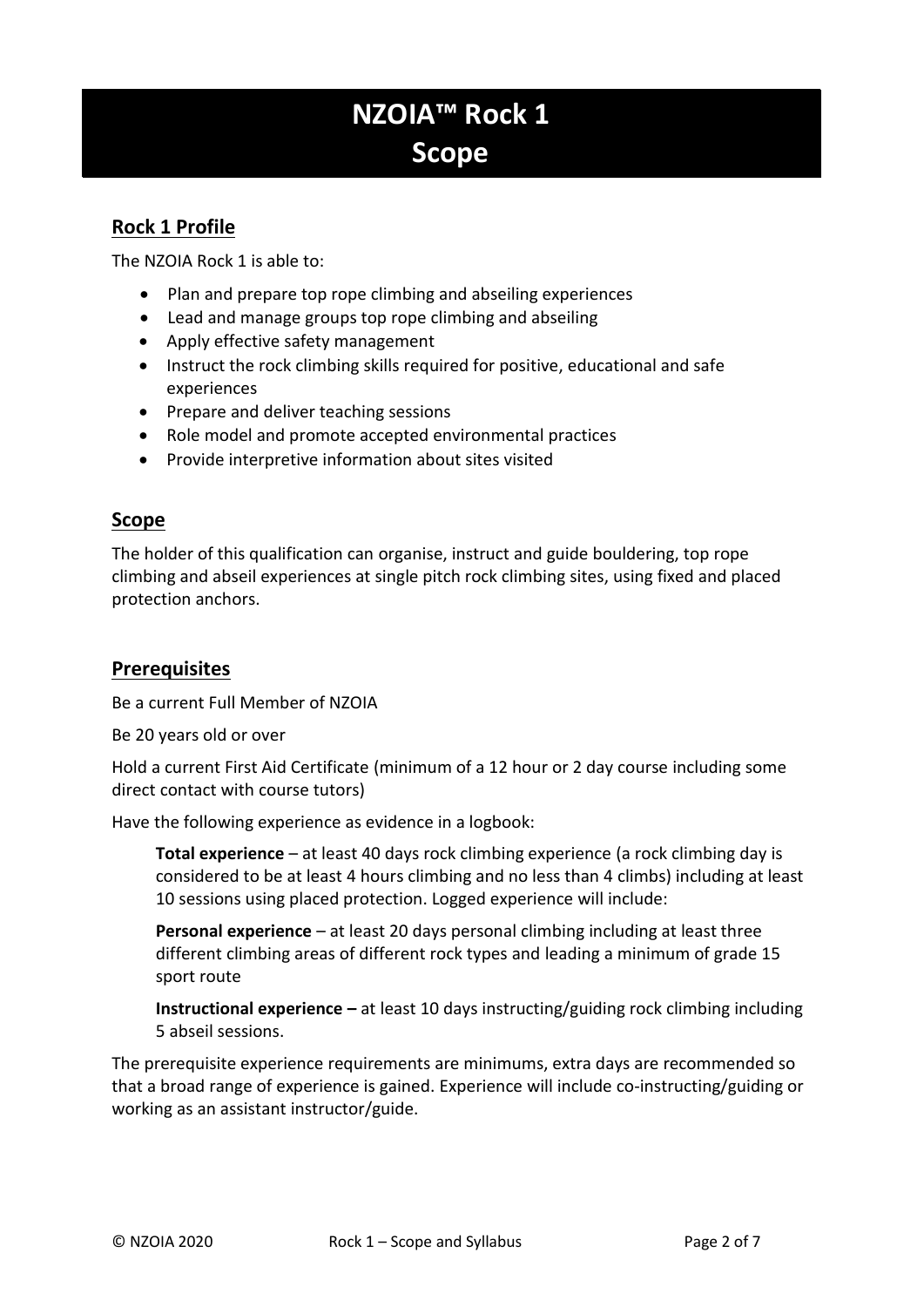# NZOIA™ Rock 1 Scope

## Rock 1 Profile

The NZOIA Rock 1 is able to:

- Plan and prepare top rope climbing and abseiling experiences
- Lead and manage groups top rope climbing and abseiling
- Apply effective safety management
- Instruct the rock climbing skills required for positive, educational and safe experiences
- Prepare and deliver teaching sessions
- Role model and promote accepted environmental practices
- Provide interpretive information about sites visited

## Scope

The holder of this qualification can organise, instruct and guide bouldering, top rope climbing and abseil experiences at single pitch rock climbing sites, using fixed and placed protection anchors.

## Prerequisites

Be a current Full Member of NZOIA

Be 20 years old or over

Hold a current First Aid Certificate (minimum of a 12 hour or 2 day course including some direct contact with course tutors)

Have the following experience as evidence in a logbook:

> **Total experience** – at least 40 days rock climbing experience (a rock climbing day is considered to be at least 4 hours climbing and no less than 4 climbs) including at least 10 sessions using placed protection. Logged experience will include:
>
> **Personal experience** – at least 20 days personal climbing including at least three different climbing areas of different rock types and leading a minimum of grade 15 sport route
>
> **Instructional experience –** at least 10 days instructing/guiding rock climbing including 5 abseil sessions.

The prerequisite experience requirements are minimums, extra days are recommended so that a broad range of experience is gained. Experience will include co-instructing/guiding or working as an assistant instructor/guide.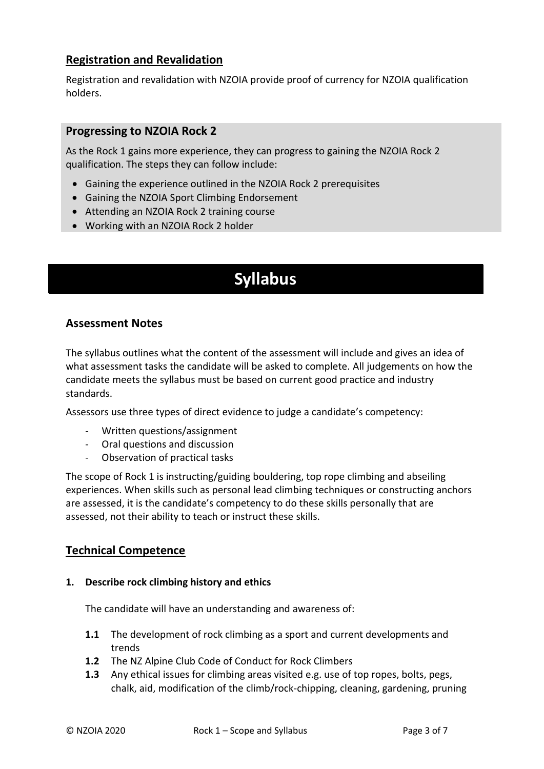## Registration and Revalidation

Registration and revalidation with NZOIA provide proof of currency for NZOIA qualification holders.

### Progressing to NZOIA Rock 2

As the Rock 1 gains more experience, they can progress to gaining the NZOIA Rock 2 qualification. The steps they can follow include:

- Gaining the experience outlined in the NZOIA Rock 2 prerequisites
- Gaining the NZOIA Sport Climbing Endorsement
- Attending an NZOIA Rock 2 training course
- Working with an NZOIA Rock 2 holder

# Syllabus

### Assessment Notes

The syllabus outlines what the content of the assessment will include and gives an idea of what assessment tasks the candidate will be asked to complete. All judgements on how the candidate meets the syllabus must be based on current good practice and industry standards.

Assessors use three types of direct evidence to judge a candidate's competency:

- Written questions/assignment
- Oral questions and discussion
- Observation of practical tasks

The scope of Rock 1 is instructing/guiding bouldering, top rope climbing and abseiling experiences. When skills such as personal lead climbing techniques or constructing anchors are assessed, it is the candidate's competency to do these skills personally that are assessed, not their ability to teach or instruct these skills.

## Technical Competence

**1. Describe rock climbing history and ethics**

The candidate will have an understanding and awareness of:

- **1.1** The development of rock climbing as a sport and current developments and trends
- **1.2** The NZ Alpine Club Code of Conduct for Rock Climbers
- **1.3** Any ethical issues for climbing areas visited e.g. use of top ropes, bolts, pegs, chalk, aid, modification of the climb/rock-chipping, cleaning, gardening, pruning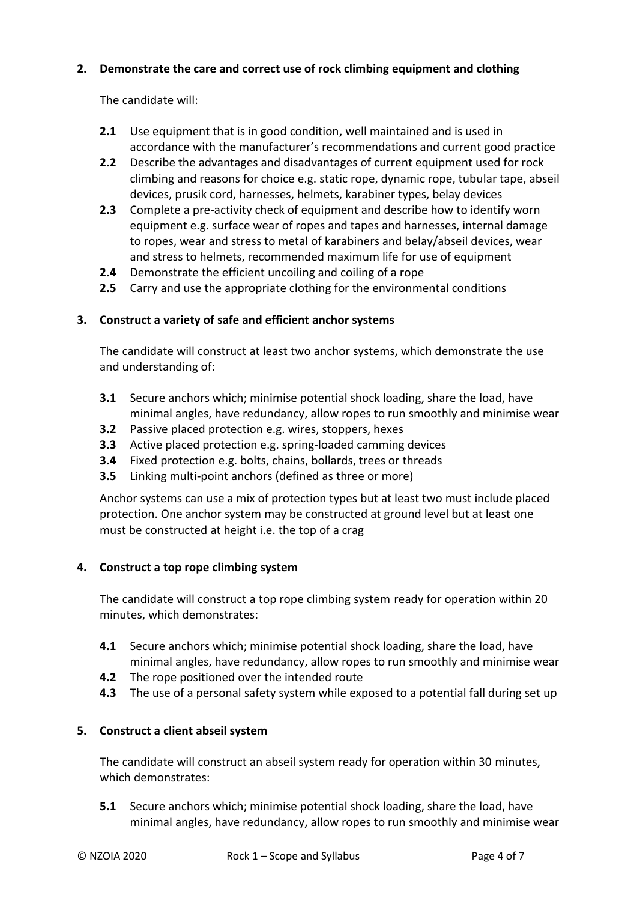**2. Demonstrate the care and correct use of rock climbing equipment and clothing**

The candidate will:

- **2.1** Use equipment that is in good condition, well maintained and is used in accordance with the manufacturer's recommendations and current good practice
- **2.2** Describe the advantages and disadvantages of current equipment used for rock climbing and reasons for choice e.g. static rope, dynamic rope, tubular tape, abseil devices, prusik cord, harnesses, helmets, karabiner types, belay devices
- **2.3** Complete a pre-activity check of equipment and describe how to identify worn equipment e.g. surface wear of ropes and tapes and harnesses, internal damage to ropes, wear and stress to metal of karabiners and belay/abseil devices, wear and stress to helmets, recommended maximum life for use of equipment
- **2.4** Demonstrate the efficient uncoiling and coiling of a rope
- **2.5** Carry and use the appropriate clothing for the environmental conditions

**3. Construct a variety of safe and efficient anchor systems**

The candidate will construct at least two anchor systems, which demonstrate the use and understanding of:

- **3.1** Secure anchors which; minimise potential shock loading, share the load, have minimal angles, have redundancy, allow ropes to run smoothly and minimise wear
- **3.2** Passive placed protection e.g. wires, stoppers, hexes
- **3.3** Active placed protection e.g. spring-loaded camming devices
- **3.4** Fixed protection e.g. bolts, chains, bollards, trees or threads
- **3.5** Linking multi-point anchors (defined as three or more)

Anchor systems can use a mix of protection types but at least two must include placed protection. One anchor system may be constructed at ground level but at least one must be constructed at height i.e. the top of a crag

**4. Construct a top rope climbing system**

The candidate will construct a top rope climbing system ready for operation within 20 minutes, which demonstrates:

- **4.1** Secure anchors which; minimise potential shock loading, share the load, have minimal angles, have redundancy, allow ropes to run smoothly and minimise wear
- **4.2** The rope positioned over the intended route
- **4.3** The use of a personal safety system while exposed to a potential fall during set up

**5. Construct a client abseil system**

The candidate will construct an abseil system ready for operation within 30 minutes, which demonstrates:

- **5.1** Secure anchors which; minimise potential shock loading, share the load, have minimal angles, have redundancy, allow ropes to run smoothly and minimise wear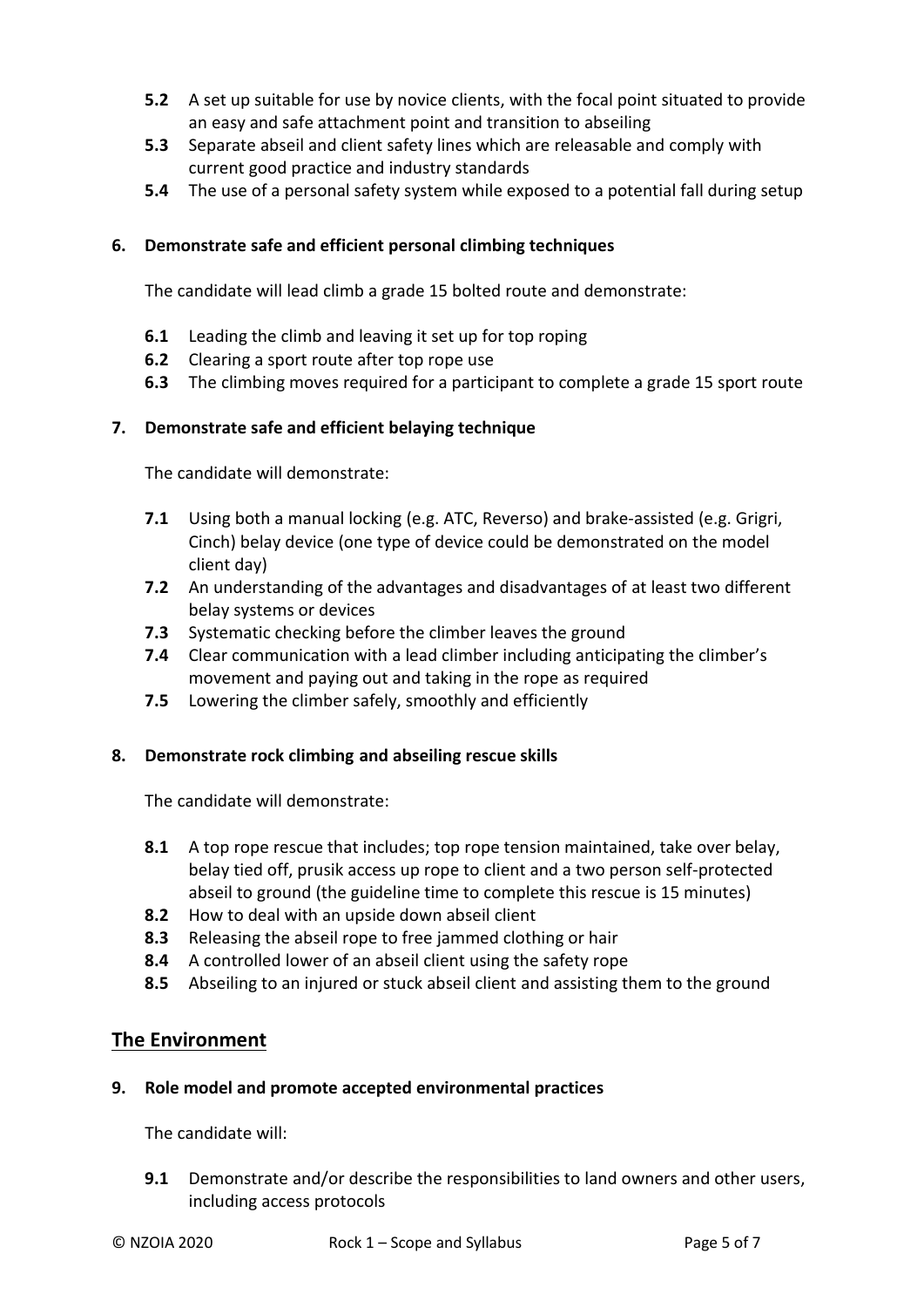**5.2** A set up suitable for use by novice clients, with the focal point situated to provide an easy and safe attachment point and transition to abseiling

**5.3** Separate abseil and client safety lines which are releasable and comply with current good practice and industry standards

**5.4** The use of a personal safety system while exposed to a potential fall during setup

**6. Demonstrate safe and efficient personal climbing techniques**

The candidate will lead climb a grade 15 bolted route and demonstrate:

**6.1** Leading the climb and leaving it set up for top roping

**6.2** Clearing a sport route after top rope use

**6.3** The climbing moves required for a participant to complete a grade 15 sport route

**7. Demonstrate safe and efficient belaying technique**

The candidate will demonstrate:

**7.1** Using both a manual locking (e.g. ATC, Reverso) and brake-assisted (e.g. Grigri, Cinch) belay device (one type of device could be demonstrated on the model client day)

**7.2** An understanding of the advantages and disadvantages of at least two different belay systems or devices

**7.3** Systematic checking before the climber leaves the ground

**7.4** Clear communication with a lead climber including anticipating the climber's movement and paying out and taking in the rope as required

**7.5** Lowering the climber safely, smoothly and efficiently

**8. Demonstrate rock climbing and abseiling rescue skills**

The candidate will demonstrate:

**8.1** A top rope rescue that includes; top rope tension maintained, take over belay, belay tied off, prusik access up rope to client and a two person self-protected abseil to ground (the guideline time to complete this rescue is 15 minutes)

**8.2** How to deal with an upside down abseil client

**8.3** Releasing the abseil rope to free jammed clothing or hair

**8.4** A controlled lower of an abseil client using the safety rope

**8.5** Abseiling to an injured or stuck abseil client and assisting them to the ground

## The Environment

**9. Role model and promote accepted environmental practices**

The candidate will:

**9.1** Demonstrate and/or describe the responsibilities to land owners and other users, including access protocols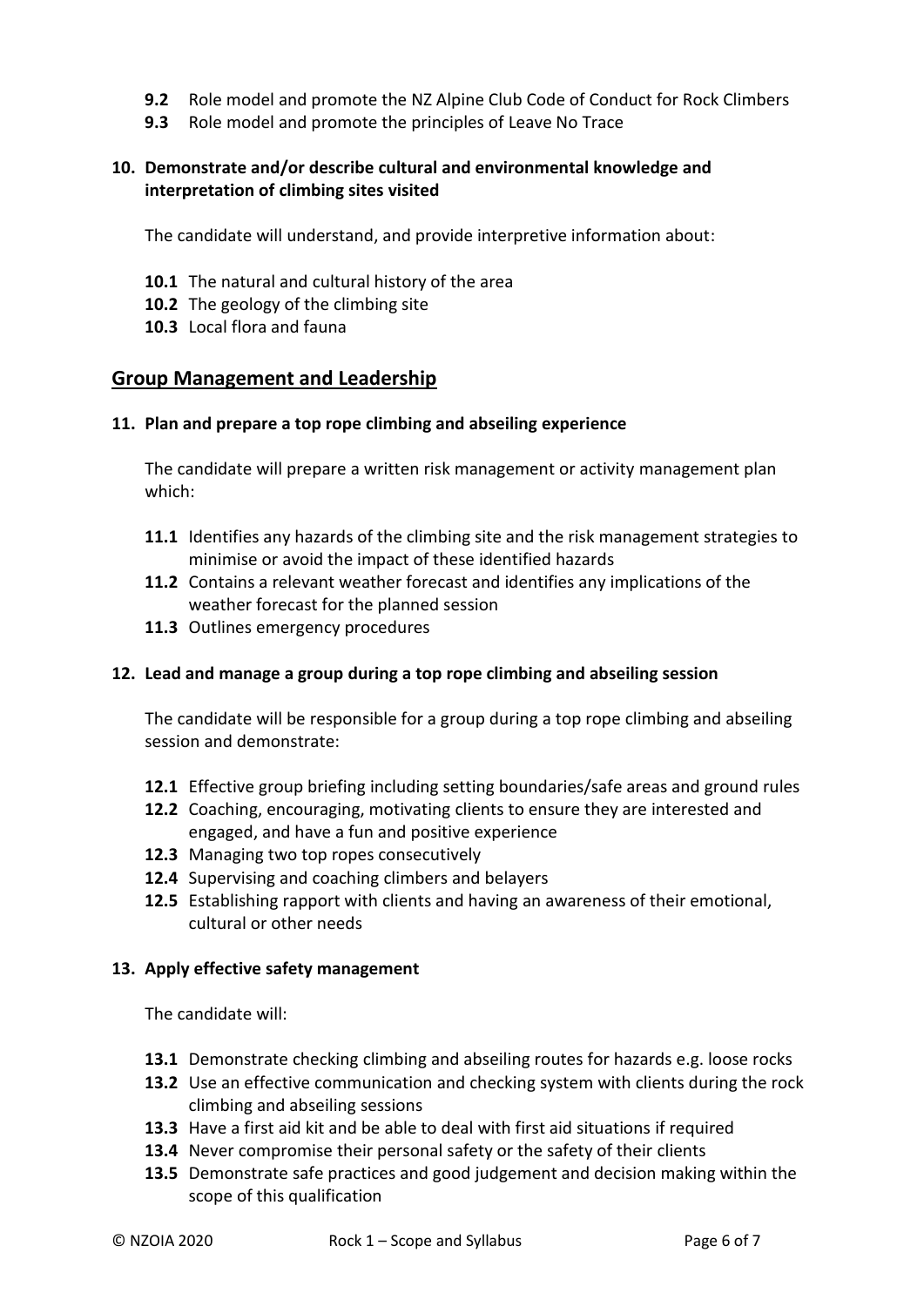**9.2** Role model and promote the NZ Alpine Club Code of Conduct for Rock Climbers

**9.3** Role model and promote the principles of Leave No Trace

**10. Demonstrate and/or describe cultural and environmental knowledge and interpretation of climbing sites visited**

The candidate will understand, and provide interpretive information about:

**10.1** The natural and cultural history of the area

**10.2** The geology of the climbing site

**10.3** Local flora and fauna

## Group Management and Leadership

**11. Plan and prepare a top rope climbing and abseiling experience**

The candidate will prepare a written risk management or activity management plan which:

**11.1** Identifies any hazards of the climbing site and the risk management strategies to minimise or avoid the impact of these identified hazards

**11.2** Contains a relevant weather forecast and identifies any implications of the weather forecast for the planned session

**11.3** Outlines emergency procedures

**12. Lead and manage a group during a top rope climbing and abseiling session**

The candidate will be responsible for a group during a top rope climbing and abseiling session and demonstrate:

**12.1** Effective group briefing including setting boundaries/safe areas and ground rules

**12.2** Coaching, encouraging, motivating clients to ensure they are interested and engaged, and have a fun and positive experience

**12.3** Managing two top ropes consecutively

**12.4** Supervising and coaching climbers and belayers

**12.5** Establishing rapport with clients and having an awareness of their emotional, cultural or other needs

**13. Apply effective safety management**

The candidate will:

**13.1** Demonstrate checking climbing and abseiling routes for hazards e.g. loose rocks

**13.2** Use an effective communication and checking system with clients during the rock climbing and abseiling sessions

**13.3** Have a first aid kit and be able to deal with first aid situations if required

**13.4** Never compromise their personal safety or the safety of their clients

**13.5** Demonstrate safe practices and good judgement and decision making within the scope of this qualification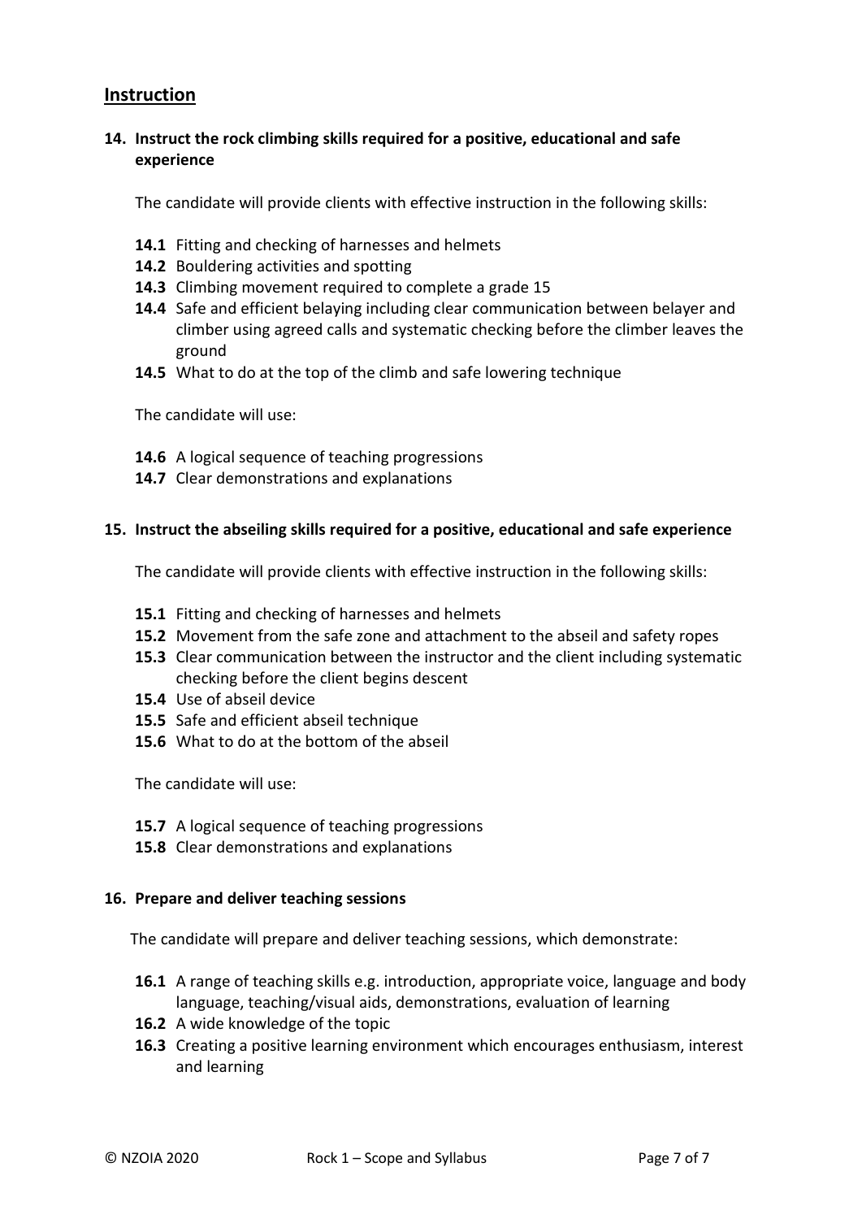## Instruction

### 14. Instruct the rock climbing skills required for a positive, educational and safe experience

The candidate will provide clients with effective instruction in the following skills:

- **14.1** Fitting and checking of harnesses and helmets
- **14.2** Bouldering activities and spotting
- **14.3** Climbing movement required to complete a grade 15
- **14.4** Safe and efficient belaying including clear communication between belayer and climber using agreed calls and systematic checking before the climber leaves the ground
- **14.5** What to do at the top of the climb and safe lowering technique

The candidate will use:

- **14.6** A logical sequence of teaching progressions
- **14.7** Clear demonstrations and explanations

### 15. Instruct the abseiling skills required for a positive, educational and safe experience

The candidate will provide clients with effective instruction in the following skills:

- **15.1** Fitting and checking of harnesses and helmets
- **15.2** Movement from the safe zone and attachment to the abseil and safety ropes
- **15.3** Clear communication between the instructor and the client including systematic checking before the client begins descent
- **15.4** Use of abseil device
- **15.5** Safe and efficient abseil technique
- **15.6** What to do at the bottom of the abseil

The candidate will use:

- **15.7** A logical sequence of teaching progressions
- **15.8** Clear demonstrations and explanations

### 16. Prepare and deliver teaching sessions

The candidate will prepare and deliver teaching sessions, which demonstrate:

- **16.1** A range of teaching skills e.g. introduction, appropriate voice, language and body language, teaching/visual aids, demonstrations, evaluation of learning
- **16.2** A wide knowledge of the topic
- **16.3** Creating a positive learning environment which encourages enthusiasm, interest and learning